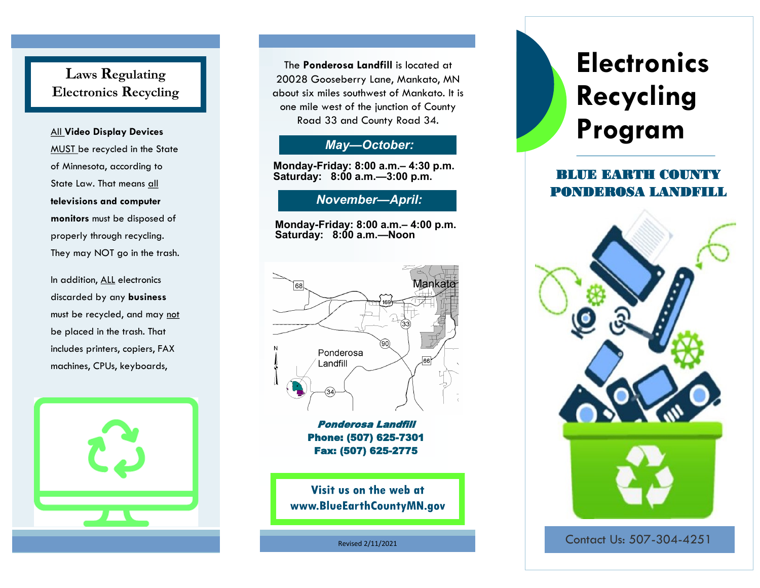# Laws Regulating Electronics Recycling

All **Video Display Devices** MUST be recycled in the State of Minnesota, according to State Law. That means all **televisions and computer monitors** must be disposed of properly through recycling. They may NOT go in the trash.

In addition, ALL electronics discarded by any **business** must be recycled, and may not be placed in the trash. That includes printers, copiers, FAX machines, CPUs, keyboards,

The **Ponderosa Landfill** is located at 20028 Gooseberry Lane, Mankato, MN about six miles southwest of Mankato. It is one mile west of the junction of County Road 33 and County Road 34.

### *May—October:*

**Monday-Friday: 8:00 a.m.– 4:30 p.m.**
**Saturday: 8:00 a.m.—3:00 p.m.**

### *November—April:*

**Monday-Friday: 8:00 a.m.– 4:00 p.m.**
**Saturday: 8:00 a.m.—Noon**

***Ponderosa Landfill***
**Phone: (507) 625-7301**
**Fax: (507) 625-2775**

**Visit us on the web at www.BlueEarthCountyMN.gov**

Revised 2/11/2021

# Electronics Recycling Program

## BLUE EARTH COUNTY PONDEROSA LANDFILL

Contact Us: 507-304-4251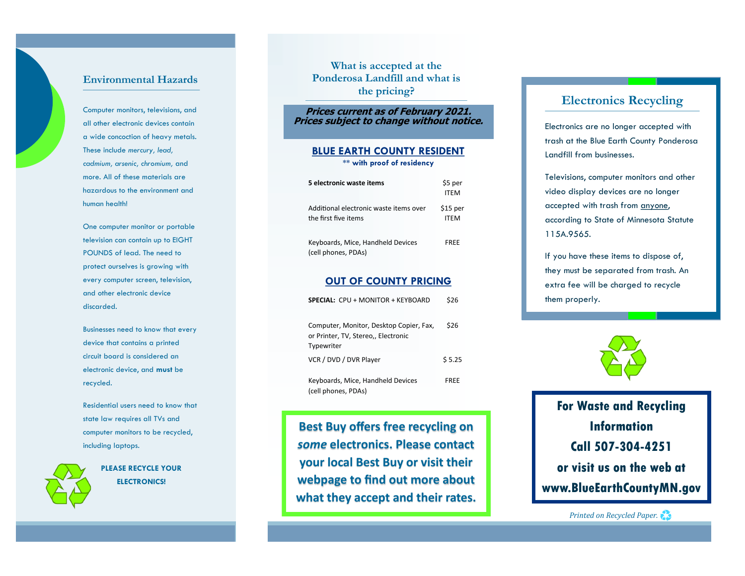## Environmental Hazards

Computer monitors, televisions, and all other electronic devices contain a wide concoction of heavy metals. These include *mercury, lead, cadmium, arsenic, chromium,* and more. All of these materials are hazardous to the environment and human health!

One computer monitor or portable television can contain up to EIGHT POUNDS of lead. The need to protect ourselves is growing with every computer screen, television, and other electronic device discarded.

Businesses need to know that every device that contains a printed circuit board is considered an electronic device, and **must** be recycled.

Residential users need to know that state law requires all TVs and computer monitors to be recycled, including laptops.

**PLEASE RECYCLE YOUR ELECTRONICS!**

## What is accepted at the Ponderosa Landfill and what is the pricing?

***Prices current as of February 2021. Prices subject to change without notice.***

### BLUE EARTH COUNTY RESIDENT

**\*\* with proof of residency**

| | |
|---|---|
| **5 electronic waste items** | $5 per ITEM |
| Additional electronic waste items over the first five items | $15 per ITEM |
| Keyboards, Mice, Handheld Devices (cell phones, PDAs) | FREE |

### OUT OF COUNTY PRICING

| | |
|---|---|
| **SPECIAL:** CPU + MONITOR + KEYBOARD | $26 |
| Computer, Monitor, Desktop Copier, Fax, or Printer, TV, Stereo,, Electronic Typewriter | $26 |
| VCR / DVD / DVR Player | $ 5.25 |
| Keyboards, Mice, Handheld Devices (cell phones, PDAs) | FREE |

**Best Buy offers free recycling on *some* electronics. Please contact your local Best Buy or visit their webpage to find out more about what they accept and their rates.**

## Electronics Recycling

Electronics are no longer accepted with trash at the Blue Earth County Ponderosa Landfill from businesses.

Televisions, computer monitors and other video display devices are no longer accepted with trash from <u>anyone</u>, according to State of Minnesota Statute 115A.9565.

If you have these items to dispose of, they must be separated from trash. An extra fee will be charged to recycle them properly.

**For Waste and Recycling Information**
**Call 507-304-4251**
**or visit us on the web at**
**www.BlueEarthCountyMN.gov**

*Printed on Recycled Paper.*